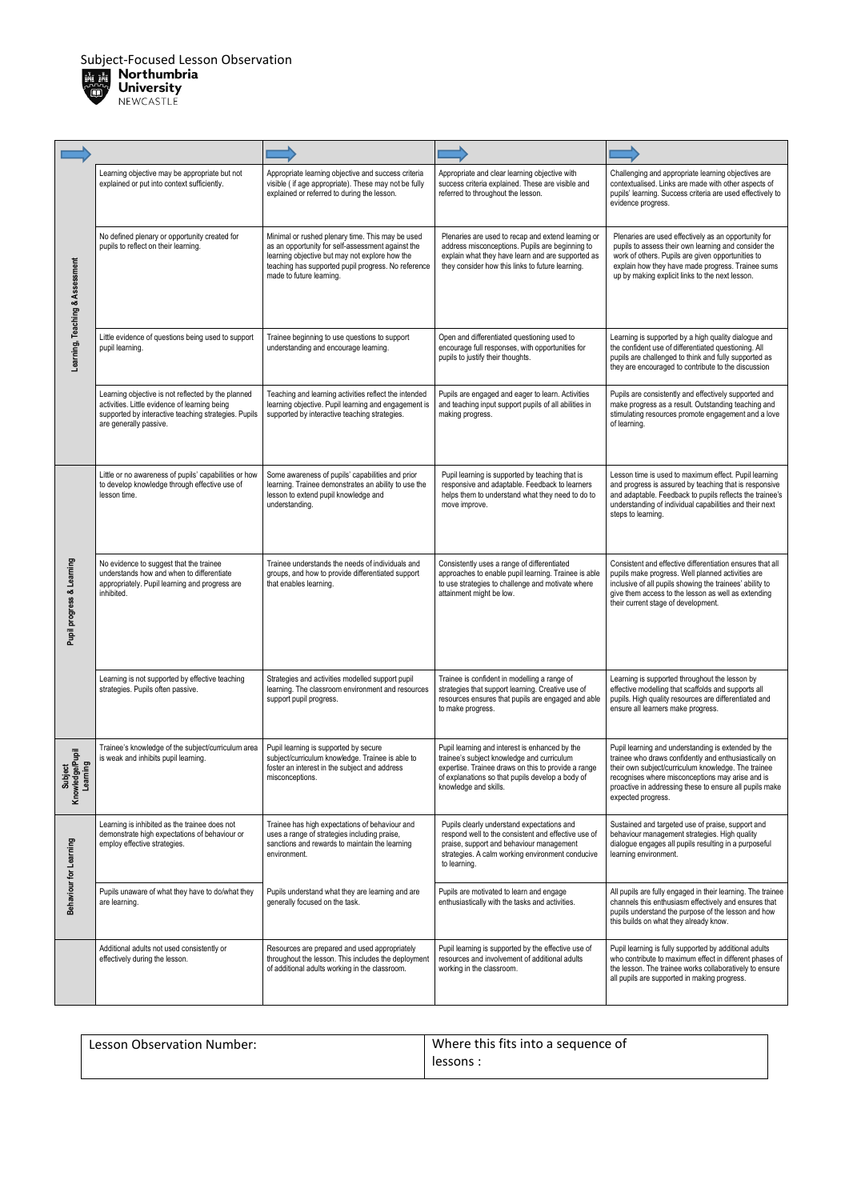Subject-Focused Lesson Observation

**Northumbria University**
NEWCASTLE

| | ➡ | ➡ | ➡ | ➡ |
|---|---|---|---|---|
| Learning, Teaching & Assessment | Learning objective may be appropriate but not explained or put into context sufficiently. | Appropriate learning objective and success criteria visible ( if age appropriate). These may not be fully explained or referred to during the lesson. | Appropriate and clear learning objective with success criteria explained. These are visible and referred to throughout the lesson. | Challenging and appropriate learning objectives are contextualised. Links are made with other aspects of pupils' learning. Success criteria are used effectively to evidence progress. |
| | No defined plenary or opportunity created for pupils to reflect on their learning. | Minimal or rushed plenary time. This may be used as an opportunity for self-assessment against the learning objective but may not explore how the teaching has supported pupil progress. No reference made to future learning. | Plenaries are used to recap and extend learning or address misconceptions. Pupils are beginning to explain what they have learn and are supported as they consider how this links to future learning. | Plenaries are used effectively as an opportunity for pupils to assess their own learning and consider the work of others. Pupils are given opportunities to explain how they have made progress. Trainee sums up by making explicit links to the next lesson. |
| | Little evidence of questions being used to support pupil learning. | Trainee beginning to use questions to support understanding and encourage learning. | Open and differentiated questioning used to encourage full responses, with opportunities for pupils to justify their thoughts. | Learning is supported by a high quality dialogue and the confident use of differentiated questioning. All pupils are challenged to think and fully supported as they are encouraged to contribute to the discussion |
| | Learning objective is not reflected by the planned activities. Little evidence of learning being supported by interactive teaching strategies. Pupils are generally passive. | Teaching and learning activities reflect the intended learning objective. Pupil learning and engagement is supported by interactive teaching strategies. | Pupils are engaged and eager to learn. Activities and teaching input support pupils of all abilities in making progress. | Pupils are consistently and effectively supported and make progress as a result. Outstanding teaching and stimulating resources promote engagement and a love of learning. |
| Pupil progress & Learning | Little or no awareness of pupils' capabilities or how to develop knowledge through effective use of lesson time. | Some awareness of pupils' capabilities and prior learning. Trainee demonstrates an ability to use the lesson to extend pupil knowledge and understanding. | Pupil learning is supported by teaching that is responsive and adaptable. Feedback to learners helps them to understand what they need to do to move improve. | Lesson time is used to maximum effect. Pupil learning and progress is assured by teaching that is responsive and adaptable. Feedback to pupils reflects the trainee's understanding of individual capabilities and their next steps to learning. |
| | No evidence to suggest that the trainee understands how and when to differentiate appropriately. Pupil learning and progress are inhibited. | Trainee understands the needs of individuals and groups, and how to provide differentiated support that enables learning. | Consistently uses a range of differentiated approaches to enable pupil learning. Trainee is able to use strategies to challenge and motivate where attainment might be low. | Consistent and effective differentiation ensures that all pupils make progress. Well planned activities are inclusive of all pupils showing the trainees' ability to give them access to the lesson as well as extending their current stage of development. |
| | Learning is not supported by effective teaching strategies. Pupils often passive. | Strategies and activities modelled support pupil learning. The classroom environment and resources support pupil progress. | Trainee is confident in modelling a range of strategies that support learning. Creative use of resources ensures that pupils are engaged and able to make progress. | Learning is supported throughout the lesson by effective modelling that scaffolds and supports all pupils. High quality resources are differentiated and ensure all learners make progress. |
| Subject Knowledge/Pupil Learning | Trainee's knowledge of the subject/curriculum area is weak and inhibits pupil learning. | Pupil learning is supported by secure subject/curriculum knowledge. Trainee is able to foster an interest in the subject and address misconceptions. | Pupil learning and interest is enhanced by the trainee's subject knowledge and curriculum expertise. Trainee draws on this to provide a range of explanations so that pupils develop a body of knowledge and skills. | Pupil learning and understanding is extended by the trainee who draws confidently and enthusiastically on their own subject/curriculum knowledge. The trainee recognises where misconceptions may arise and is proactive in addressing these to ensure all pupils make expected progress. |
| Behaviour for Learning | Learning is inhibited as the trainee does not demonstrate high expectations of behaviour or employ effective strategies. | Trainee has high expectations of behaviour and uses a range of strategies including praise, sanctions and rewards to maintain the learning environment. | Pupils clearly understand expectations and respond well to the consistent and effective use of praise, support and behaviour management strategies. A calm working environment conducive to learning. | Sustained and targeted use of praise, support and behaviour management strategies. High quality dialogue engages all pupils resulting in a purposeful learning environment. |
| | Pupils unaware of what they have to do/what they are learning. | Pupils understand what they are learning and are generally focused on the task. | Pupils are motivated to learn and engage enthusiastically with the tasks and activities. | All pupils are fully engaged in their learning. The trainee channels this enthusiasm effectively and ensures that pupils understand the purpose of the lesson and how this builds on what they already know. |
| | Additional adults not used consistently or effectively during the lesson. | Resources are prepared and used appropriately throughout the lesson. This includes the deployment of additional adults working in the classroom. | Pupil learning is supported by the effective use of resources and involvement of additional adults working in the classroom. | Pupil learning is fully supported by additional adults who contribute to maximum effect in different phases of the lesson. The trainee works collaboratively to ensure all pupils are supported in making progress. |

| Lesson Observation Number: | Where this fits into a sequence of lessons : |
|---|---|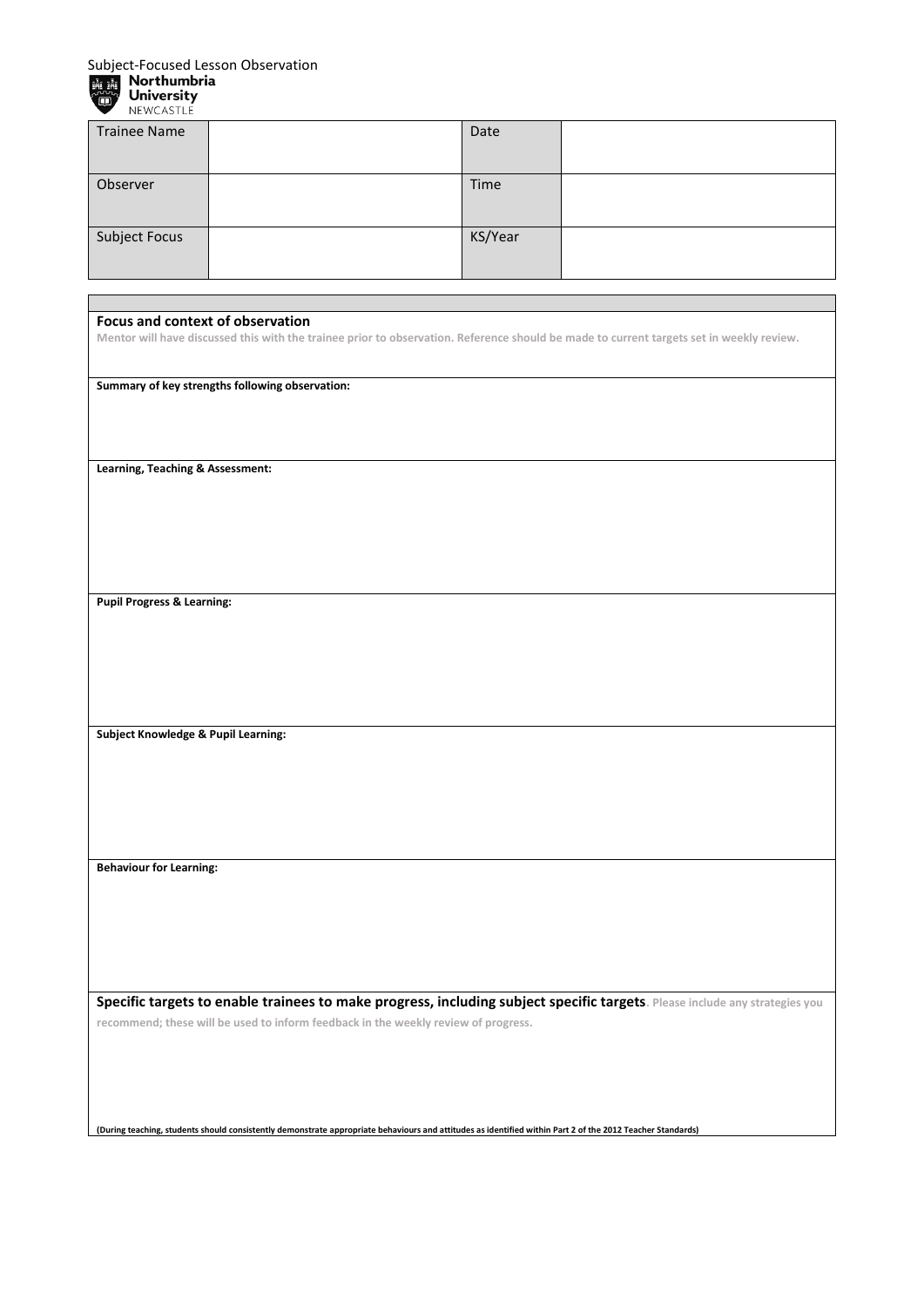Subject-Focused Lesson Observation

Northumbria University NEWCASTLE

| | | | |
|---|---|---|---|
| Trainee Name | | Date | |
| Observer | | Time | |
| Subject Focus | | KS/Year | |

**Focus and context of observation**

Mentor will have discussed this with the trainee prior to observation. Reference should be made to current targets set in weekly review.

**Summary of key strengths following observation:**

**Learning, Teaching & Assessment:**

**Pupil Progress & Learning:**

**Subject Knowledge & Pupil Learning:**

**Behaviour for Learning:**

**Specific targets to enable trainees to make progress, including subject specific targets**. Please include any strategies you recommend; these will be used to inform feedback in the weekly review of progress.

(During teaching, students should consistently demonstrate appropriate behaviours and attitudes as identified within Part 2 of the 2012 Teacher Standards)